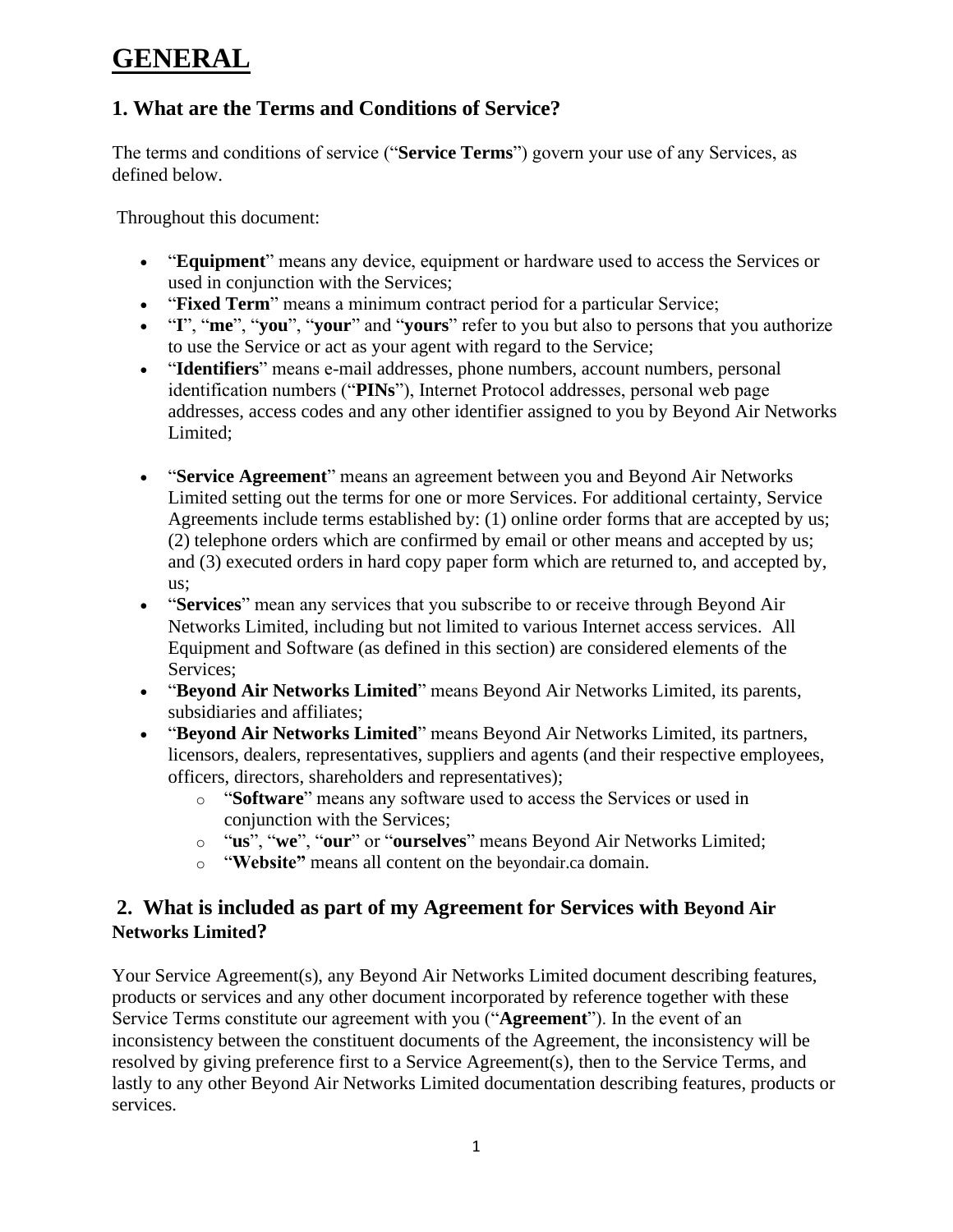# GENERAL

## 1. What are the Terms and Conditions of Service?

The terms and conditions of service ("**Service Terms**") govern your use of any Services, as defined below.

Throughout this document:

- "**Equipment**" means any device, equipment or hardware used to access the Services or used in conjunction with the Services;
- "**Fixed Term**" means a minimum contract period for a particular Service;
- "**I**", "**me**", "**you**", "**your**" and "**yours**" refer to you but also to persons that you authorize to use the Service or act as your agent with regard to the Service;
- "**Identifiers**" means e-mail addresses, phone numbers, account numbers, personal identification numbers ("**PINs**"), Internet Protocol addresses, personal web page addresses, access codes and any other identifier assigned to you by Beyond Air Networks Limited;
- "**Service Agreement**" means an agreement between you and Beyond Air Networks Limited setting out the terms for one or more Services. For additional certainty, Service Agreements include terms established by: (1) online order forms that are accepted by us; (2) telephone orders which are confirmed by email or other means and accepted by us; and (3) executed orders in hard copy paper form which are returned to, and accepted by, us;
- "**Services**" mean any services that you subscribe to or receive through Beyond Air Networks Limited, including but not limited to various Internet access services. All Equipment and Software (as defined in this section) are considered elements of the Services;
- "**Beyond Air Networks Limited**" means Beyond Air Networks Limited, its parents, subsidiaries and affiliates;
- "**Beyond Air Networks Limited**" means Beyond Air Networks Limited, its partners, licensors, dealers, representatives, suppliers and agents (and their respective employees, officers, directors, shareholders and representatives);
  - "**Software**" means any software used to access the Services or used in conjunction with the Services;
  - "**us**", "**we**", "**our**" or "**ourselves**" means Beyond Air Networks Limited;
  - "**Website"** means all content on the beyondair.ca domain.

## 2. What is included as part of my Agreement for Services with Beyond Air Networks Limited?

Your Service Agreement(s), any Beyond Air Networks Limited document describing features, products or services and any other document incorporated by reference together with these Service Terms constitute our agreement with you ("**Agreement**"). In the event of an inconsistency between the constituent documents of the Agreement, the inconsistency will be resolved by giving preference first to a Service Agreement(s), then to the Service Terms, and lastly to any other Beyond Air Networks Limited documentation describing features, products or services.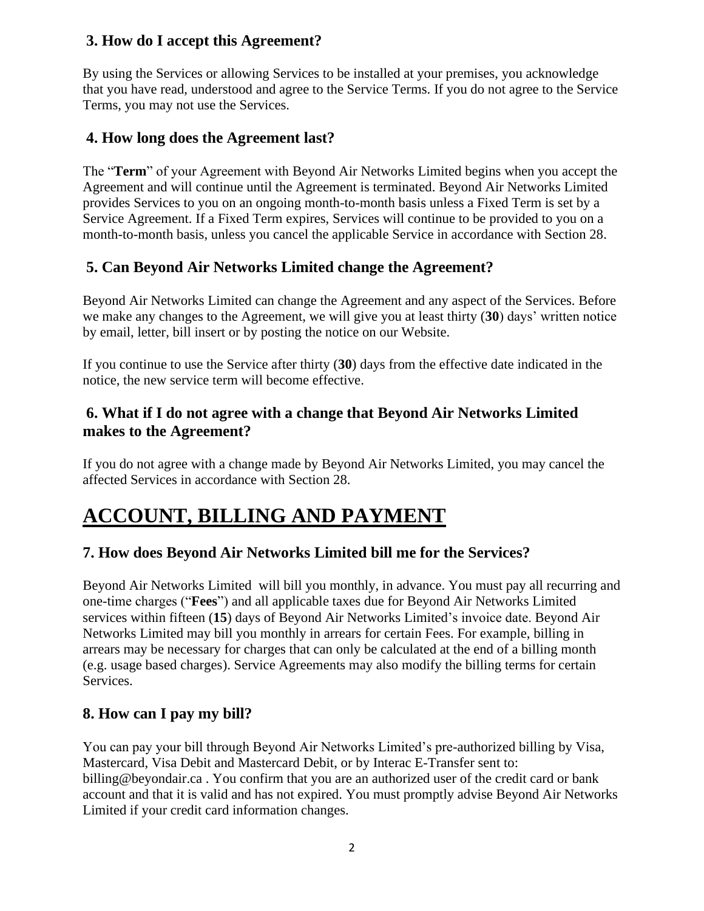### 3. How do I accept this Agreement?

By using the Services or allowing Services to be installed at your premises, you acknowledge that you have read, understood and agree to the Service Terms. If you do not agree to the Service Terms, you may not use the Services.

### 4. How long does the Agreement last?

The "**Term**" of your Agreement with Beyond Air Networks Limited begins when you accept the Agreement and will continue until the Agreement is terminated. Beyond Air Networks Limited provides Services to you on an ongoing month-to-month basis unless a Fixed Term is set by a Service Agreement. If a Fixed Term expires, Services will continue to be provided to you on a month-to-month basis, unless you cancel the applicable Service in accordance with Section 28.

### 5. Can Beyond Air Networks Limited change the Agreement?

Beyond Air Networks Limited can change the Agreement and any aspect of the Services. Before we make any changes to the Agreement, we will give you at least thirty (**30**) days' written notice by email, letter, bill insert or by posting the notice on our Website.

If you continue to use the Service after thirty (**30**) days from the effective date indicated in the notice, the new service term will become effective.

### 6. What if I do not agree with a change that Beyond Air Networks Limited makes to the Agreement?

If you do not agree with a change made by Beyond Air Networks Limited, you may cancel the affected Services in accordance with Section 28.

## ACCOUNT, BILLING AND PAYMENT

### 7. How does Beyond Air Networks Limited bill me for the Services?

Beyond Air Networks Limited will bill you monthly, in advance. You must pay all recurring and one-time charges ("**Fees**") and all applicable taxes due for Beyond Air Networks Limited services within fifteen (**15**) days of Beyond Air Networks Limited's invoice date. Beyond Air Networks Limited may bill you monthly in arrears for certain Fees. For example, billing in arrears may be necessary for charges that can only be calculated at the end of a billing month (e.g. usage based charges). Service Agreements may also modify the billing terms for certain Services.

### 8. How can I pay my bill?

You can pay your bill through Beyond Air Networks Limited's pre-authorized billing by Visa, Mastercard, Visa Debit and Mastercard Debit, or by Interac E-Transfer sent to: billing@beyondair.ca . You confirm that you are an authorized user of the credit card or bank account and that it is valid and has not expired. You must promptly advise Beyond Air Networks Limited if your credit card information changes.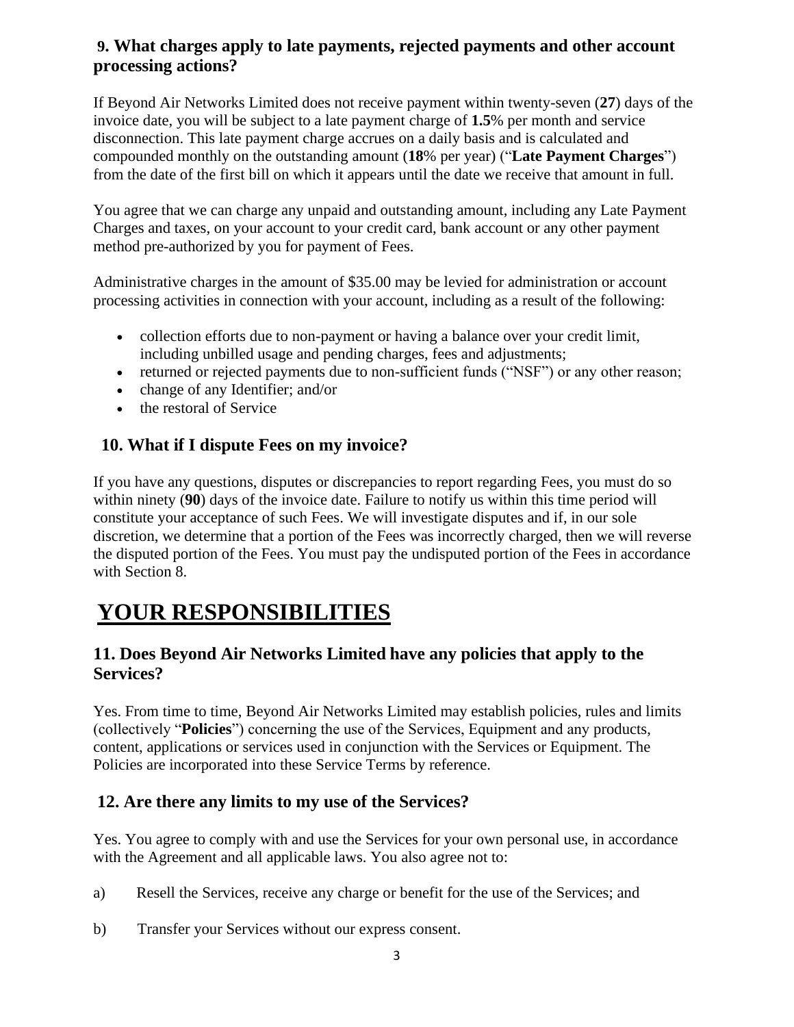### 9. What charges apply to late payments, rejected payments and other account processing actions?

If Beyond Air Networks Limited does not receive payment within twenty-seven (**27**) days of the invoice date, you will be subject to a late payment charge of **1.5**% per month and service disconnection. This late payment charge accrues on a daily basis and is calculated and compounded monthly on the outstanding amount (**18**% per year) ("**Late Payment Charges**") from the date of the first bill on which it appears until the date we receive that amount in full.

You agree that we can charge any unpaid and outstanding amount, including any Late Payment Charges and taxes, on your account to your credit card, bank account or any other payment method pre-authorized by you for payment of Fees.

Administrative charges in the amount of $35.00 may be levied for administration or account processing activities in connection with your account, including as a result of the following:

- collection efforts due to non-payment or having a balance over your credit limit, including unbilled usage and pending charges, fees and adjustments;
- returned or rejected payments due to non-sufficient funds ("NSF") or any other reason;
- change of any Identifier; and/or
- the restoral of Service

### 10. What if I dispute Fees on my invoice?

If you have any questions, disputes or discrepancies to report regarding Fees, you must do so within ninety (**90**) days of the invoice date. Failure to notify us within this time period will constitute your acceptance of such Fees. We will investigate disputes and if, in our sole discretion, we determine that a portion of the Fees was incorrectly charged, then we will reverse the disputed portion of the Fees. You must pay the undisputed portion of the Fees in accordance with Section 8.

# YOUR RESPONSIBILITIES

### 11. Does Beyond Air Networks Limited have any policies that apply to the Services?

Yes. From time to time, Beyond Air Networks Limited may establish policies, rules and limits (collectively "**Policies**") concerning the use of the Services, Equipment and any products, content, applications or services used in conjunction with the Services or Equipment. The Policies are incorporated into these Service Terms by reference.

### 12. Are there any limits to my use of the Services?

Yes. You agree to comply with and use the Services for your own personal use, in accordance with the Agreement and all applicable laws. You also agree not to:

a) Resell the Services, receive any charge or benefit for the use of the Services; and

b) Transfer your Services without our express consent.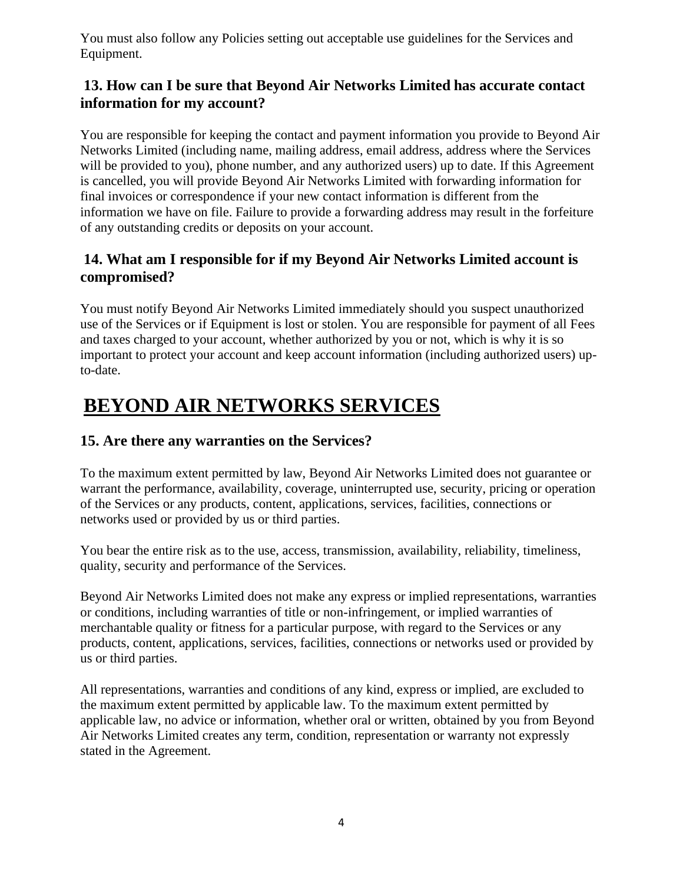You must also follow any Policies setting out acceptable use guidelines for the Services and Equipment.

### 13. How can I be sure that Beyond Air Networks Limited has accurate contact information for my account?

You are responsible for keeping the contact and payment information you provide to Beyond Air Networks Limited (including name, mailing address, email address, address where the Services will be provided to you), phone number, and any authorized users) up to date. If this Agreement is cancelled, you will provide Beyond Air Networks Limited with forwarding information for final invoices or correspondence if your new contact information is different from the information we have on file. Failure to provide a forwarding address may result in the forfeiture of any outstanding credits or deposits on your account.

### 14. What am I responsible for if my Beyond Air Networks Limited account is compromised?

You must notify Beyond Air Networks Limited immediately should you suspect unauthorized use of the Services or if Equipment is lost or stolen. You are responsible for payment of all Fees and taxes charged to your account, whether authorized by you or not, which is why it is so important to protect your account and keep account information (including authorized users) up-to-date.

## BEYOND AIR NETWORKS SERVICES

### 15. Are there any warranties on the Services?

To the maximum extent permitted by law, Beyond Air Networks Limited does not guarantee or warrant the performance, availability, coverage, uninterrupted use, security, pricing or operation of the Services or any products, content, applications, services, facilities, connections or networks used or provided by us or third parties.

You bear the entire risk as to the use, access, transmission, availability, reliability, timeliness, quality, security and performance of the Services.

Beyond Air Networks Limited does not make any express or implied representations, warranties or conditions, including warranties of title or non-infringement, or implied warranties of merchantable quality or fitness for a particular purpose, with regard to the Services or any products, content, applications, services, facilities, connections or networks used or provided by us or third parties.

All representations, warranties and conditions of any kind, express or implied, are excluded to the maximum extent permitted by applicable law. To the maximum extent permitted by applicable law, no advice or information, whether oral or written, obtained by you from Beyond Air Networks Limited creates any term, condition, representation or warranty not expressly stated in the Agreement.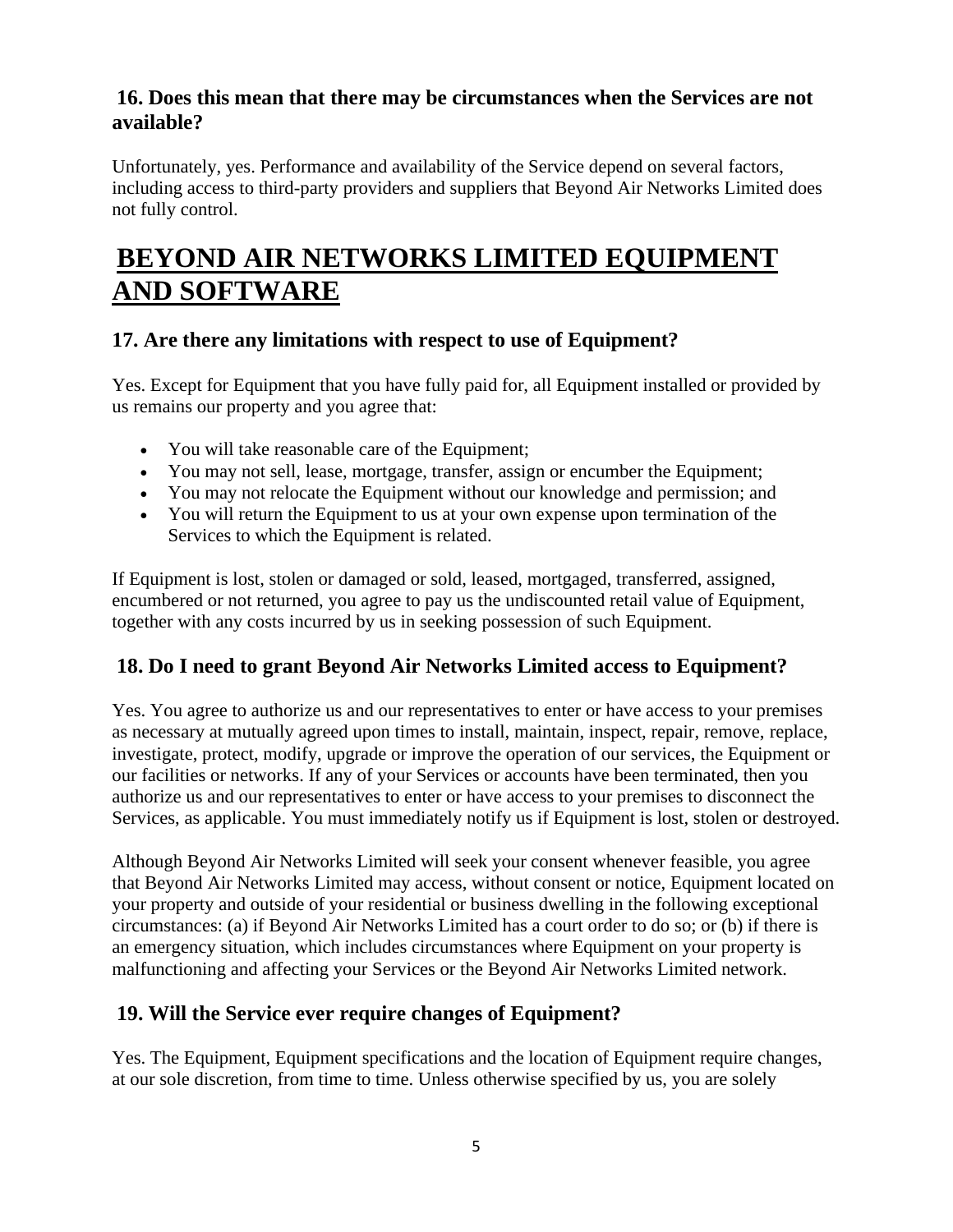### 16. Does this mean that there may be circumstances when the Services are not available?

Unfortunately, yes. Performance and availability of the Service depend on several factors, including access to third-party providers and suppliers that Beyond Air Networks Limited does not fully control.

# BEYOND AIR NETWORKS LIMITED EQUIPMENT AND SOFTWARE

### 17. Are there any limitations with respect to use of Equipment?

Yes. Except for Equipment that you have fully paid for, all Equipment installed or provided by us remains our property and you agree that:

- You will take reasonable care of the Equipment;
- You may not sell, lease, mortgage, transfer, assign or encumber the Equipment;
- You may not relocate the Equipment without our knowledge and permission; and
- You will return the Equipment to us at your own expense upon termination of the Services to which the Equipment is related.

If Equipment is lost, stolen or damaged or sold, leased, mortgaged, transferred, assigned, encumbered or not returned, you agree to pay us the undiscounted retail value of Equipment, together with any costs incurred by us in seeking possession of such Equipment.

### 18. Do I need to grant Beyond Air Networks Limited access to Equipment?

Yes. You agree to authorize us and our representatives to enter or have access to your premises as necessary at mutually agreed upon times to install, maintain, inspect, repair, remove, replace, investigate, protect, modify, upgrade or improve the operation of our services, the Equipment or our facilities or networks. If any of your Services or accounts have been terminated, then you authorize us and our representatives to enter or have access to your premises to disconnect the Services, as applicable. You must immediately notify us if Equipment is lost, stolen or destroyed.

Although Beyond Air Networks Limited will seek your consent whenever feasible, you agree that Beyond Air Networks Limited may access, without consent or notice, Equipment located on your property and outside of your residential or business dwelling in the following exceptional circumstances: (a) if Beyond Air Networks Limited has a court order to do so; or (b) if there is an emergency situation, which includes circumstances where Equipment on your property is malfunctioning and affecting your Services or the Beyond Air Networks Limited network.

### 19. Will the Service ever require changes of Equipment?

Yes. The Equipment, Equipment specifications and the location of Equipment require changes, at our sole discretion, from time to time. Unless otherwise specified by us, you are solely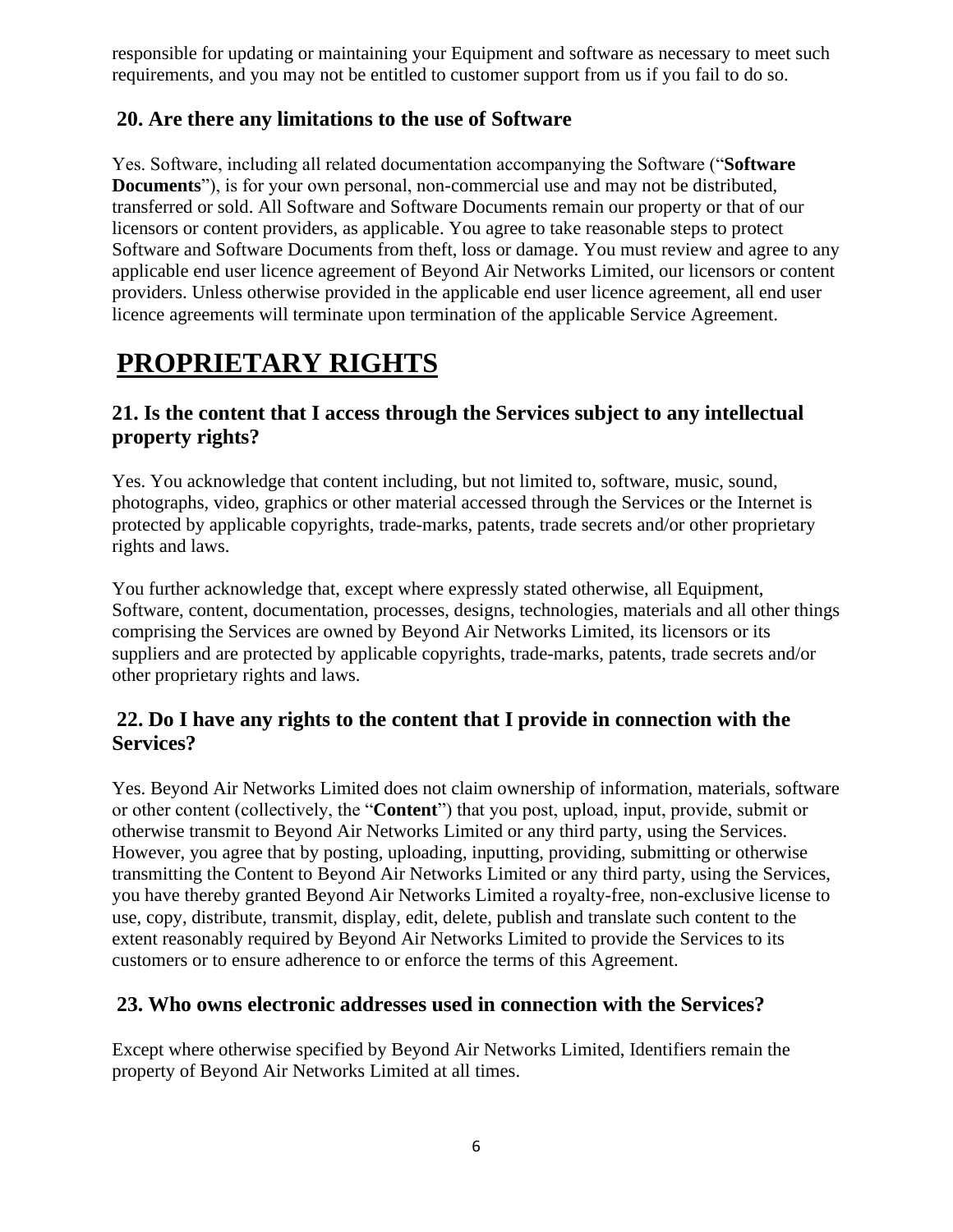responsible for updating or maintaining your Equipment and software as necessary to meet such requirements, and you may not be entitled to customer support from us if you fail to do so.

### 20. Are there any limitations to the use of Software

Yes. Software, including all related documentation accompanying the Software ("**Software Documents**"), is for your own personal, non-commercial use and may not be distributed, transferred or sold. All Software and Software Documents remain our property or that of our licensors or content providers, as applicable. You agree to take reasonable steps to protect Software and Software Documents from theft, loss or damage. You must review and agree to any applicable end user licence agreement of Beyond Air Networks Limited, our licensors or content providers. Unless otherwise provided in the applicable end user licence agreement, all end user licence agreements will terminate upon termination of the applicable Service Agreement.

# PROPRIETARY RIGHTS

### 21. Is the content that I access through the Services subject to any intellectual property rights?

Yes. You acknowledge that content including, but not limited to, software, music, sound, photographs, video, graphics or other material accessed through the Services or the Internet is protected by applicable copyrights, trade-marks, patents, trade secrets and/or other proprietary rights and laws.

You further acknowledge that, except where expressly stated otherwise, all Equipment, Software, content, documentation, processes, designs, technologies, materials and all other things comprising the Services are owned by Beyond Air Networks Limited, its licensors or its suppliers and are protected by applicable copyrights, trade-marks, patents, trade secrets and/or other proprietary rights and laws.

### 22. Do I have any rights to the content that I provide in connection with the Services?

Yes. Beyond Air Networks Limited does not claim ownership of information, materials, software or other content (collectively, the "**Content**") that you post, upload, input, provide, submit or otherwise transmit to Beyond Air Networks Limited or any third party, using the Services. However, you agree that by posting, uploading, inputting, providing, submitting or otherwise transmitting the Content to Beyond Air Networks Limited or any third party, using the Services, you have thereby granted Beyond Air Networks Limited a royalty-free, non-exclusive license to use, copy, distribute, transmit, display, edit, delete, publish and translate such content to the extent reasonably required by Beyond Air Networks Limited to provide the Services to its customers or to ensure adherence to or enforce the terms of this Agreement.

### 23. Who owns electronic addresses used in connection with the Services?

Except where otherwise specified by Beyond Air Networks Limited, Identifiers remain the property of Beyond Air Networks Limited at all times.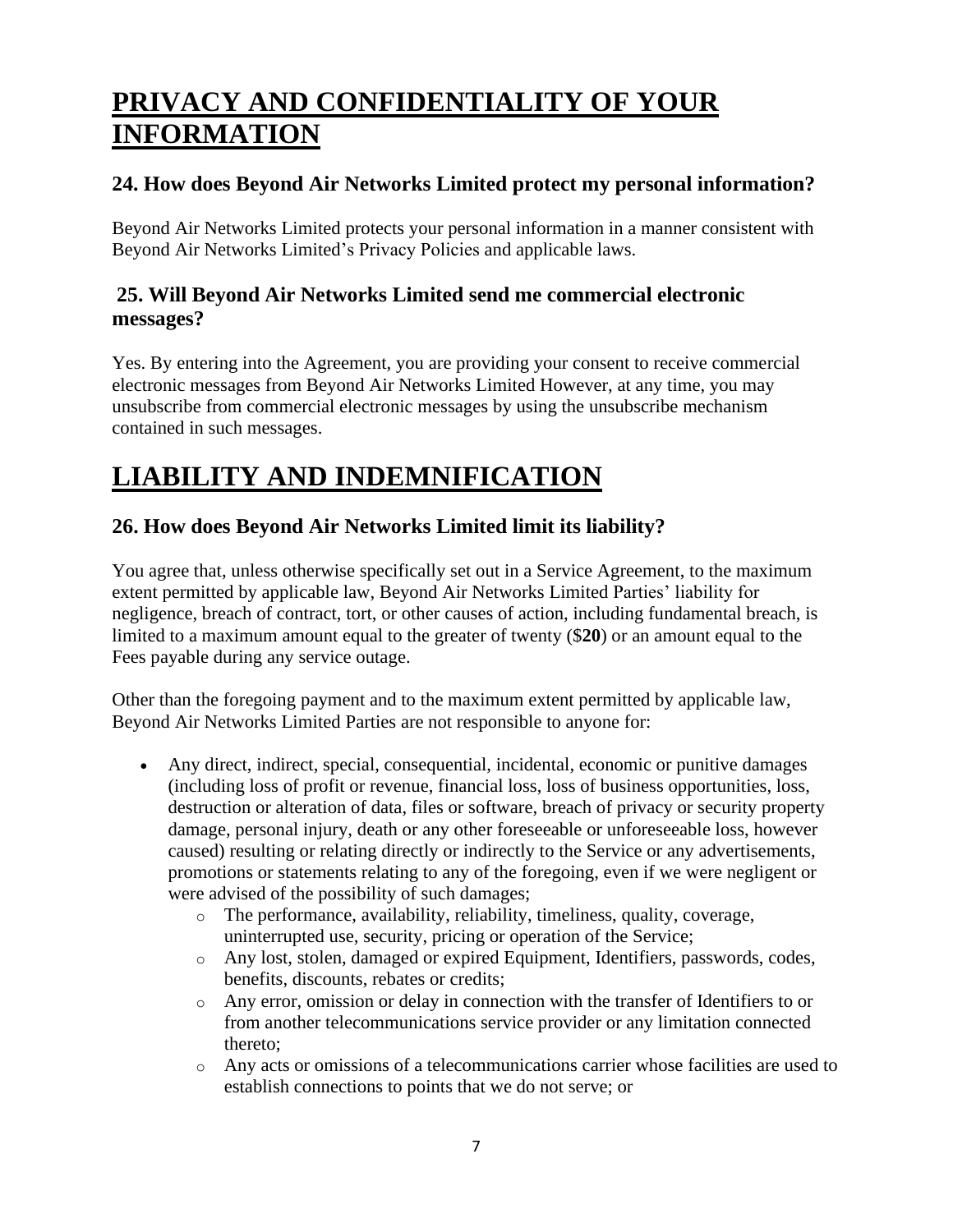# PRIVACY AND CONFIDENTIALITY OF YOUR INFORMATION

### 24. How does Beyond Air Networks Limited protect my personal information?

Beyond Air Networks Limited protects your personal information in a manner consistent with Beyond Air Networks Limited's Privacy Policies and applicable laws.

### 25. Will Beyond Air Networks Limited send me commercial electronic messages?

Yes. By entering into the Agreement, you are providing your consent to receive commercial electronic messages from Beyond Air Networks Limited However, at any time, you may unsubscribe from commercial electronic messages by using the unsubscribe mechanism contained in such messages.

# LIABILITY AND INDEMNIFICATION

### 26. How does Beyond Air Networks Limited limit its liability?

You agree that, unless otherwise specifically set out in a Service Agreement, to the maximum extent permitted by applicable law, Beyond Air Networks Limited Parties' liability for negligence, breach of contract, tort, or other causes of action, including fundamental breach, is limited to a maximum amount equal to the greater of twenty ($**20**) or an amount equal to the Fees payable during any service outage.

Other than the foregoing payment and to the maximum extent permitted by applicable law, Beyond Air Networks Limited Parties are not responsible to anyone for:

- Any direct, indirect, special, consequential, incidental, economic or punitive damages (including loss of profit or revenue, financial loss, loss of business opportunities, loss, destruction or alteration of data, files or software, breach of privacy or security property damage, personal injury, death or any other foreseeable or unforeseeable loss, however caused) resulting or relating directly or indirectly to the Service or any advertisements, promotions or statements relating to any of the foregoing, even if we were negligent or were advised of the possibility of such damages;
    - The performance, availability, reliability, timeliness, quality, coverage, uninterrupted use, security, pricing or operation of the Service;
    - Any lost, stolen, damaged or expired Equipment, Identifiers, passwords, codes, benefits, discounts, rebates or credits;
    - Any error, omission or delay in connection with the transfer of Identifiers to or from another telecommunications service provider or any limitation connected thereto;
    - Any acts or omissions of a telecommunications carrier whose facilities are used to establish connections to points that we do not serve; or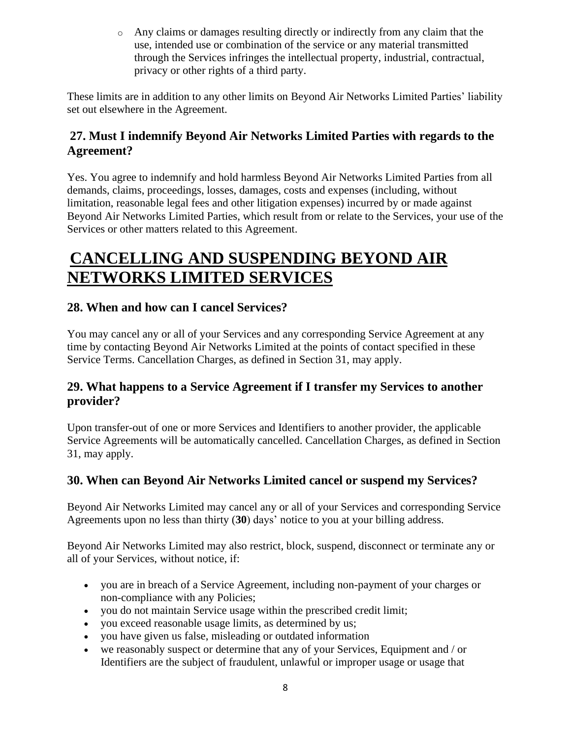- Any claims or damages resulting directly or indirectly from any claim that the use, intended use or combination of the service or any material transmitted through the Services infringes the intellectual property, industrial, contractual, privacy or other rights of a third party.

These limits are in addition to any other limits on Beyond Air Networks Limited Parties' liability set out elsewhere in the Agreement.

### 27. Must I indemnify Beyond Air Networks Limited Parties with regards to the Agreement?

Yes. You agree to indemnify and hold harmless Beyond Air Networks Limited Parties from all demands, claims, proceedings, losses, damages, costs and expenses (including, without limitation, reasonable legal fees and other litigation expenses) incurred by or made against Beyond Air Networks Limited Parties, which result from or relate to the Services, your use of the Services or other matters related to this Agreement.

## CANCELLING AND SUSPENDING BEYOND AIR NETWORKS LIMITED SERVICES

### 28. When and how can I cancel Services?

You may cancel any or all of your Services and any corresponding Service Agreement at any time by contacting Beyond Air Networks Limited at the points of contact specified in these Service Terms. Cancellation Charges, as defined in Section 31, may apply.

### 29. What happens to a Service Agreement if I transfer my Services to another provider?

Upon transfer-out of one or more Services and Identifiers to another provider, the applicable Service Agreements will be automatically cancelled. Cancellation Charges, as defined in Section 31, may apply.

### 30. When can Beyond Air Networks Limited cancel or suspend my Services?

Beyond Air Networks Limited may cancel any or all of your Services and corresponding Service Agreements upon no less than thirty (**30**) days' notice to you at your billing address.

Beyond Air Networks Limited may also restrict, block, suspend, disconnect or terminate any or all of your Services, without notice, if:

- you are in breach of a Service Agreement, including non-payment of your charges or non-compliance with any Policies;
- you do not maintain Service usage within the prescribed credit limit;
- you exceed reasonable usage limits, as determined by us;
- you have given us false, misleading or outdated information
- we reasonably suspect or determine that any of your Services, Equipment and / or Identifiers are the subject of fraudulent, unlawful or improper usage or usage that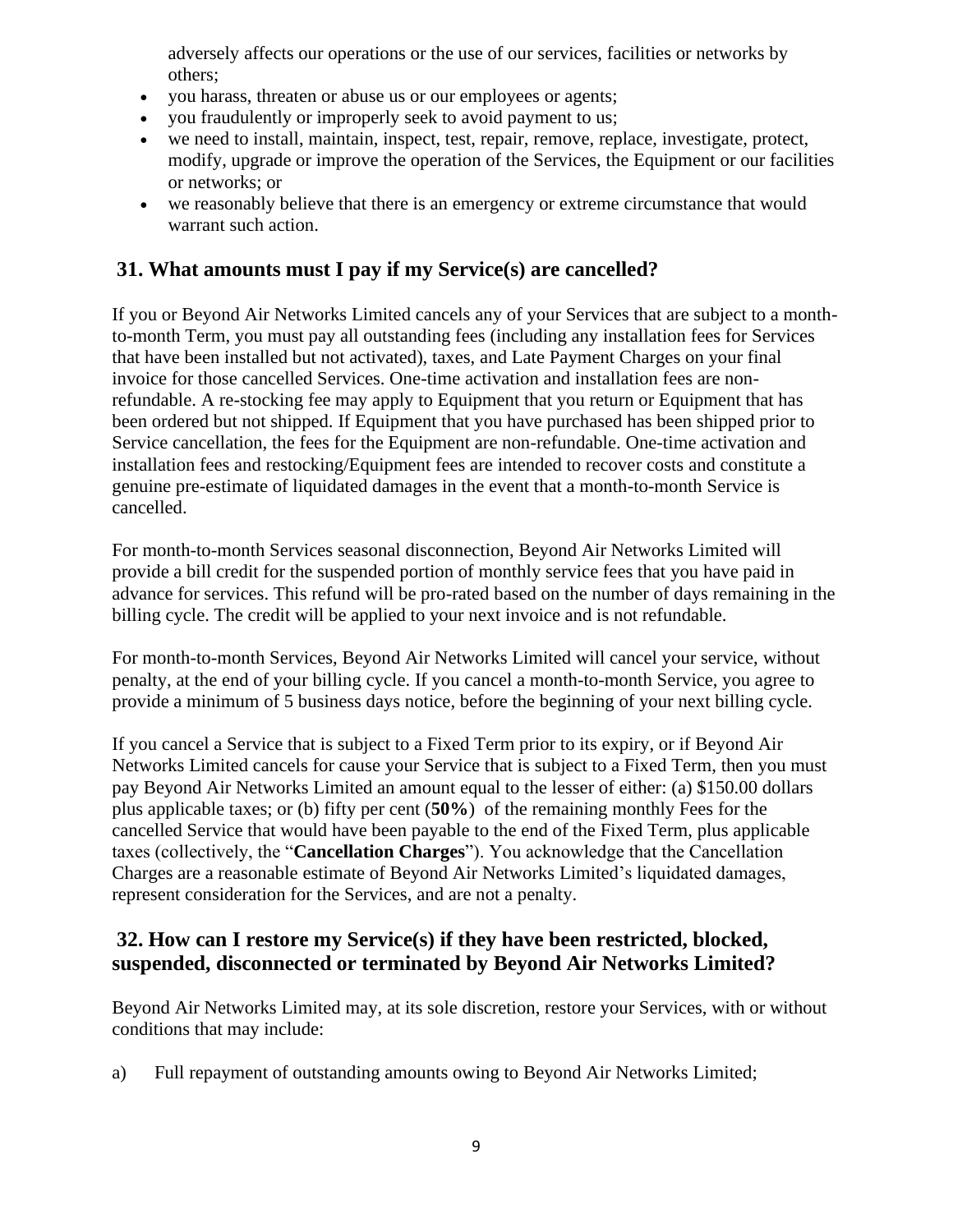adversely affects our operations or the use of our services, facilities or networks by others;

- you harass, threaten or abuse us or our employees or agents;
- you fraudulently or improperly seek to avoid payment to us;
- we need to install, maintain, inspect, test, repair, remove, replace, investigate, protect, modify, upgrade or improve the operation of the Services, the Equipment or our facilities or networks; or
- we reasonably believe that there is an emergency or extreme circumstance that would warrant such action.

## 31. What amounts must I pay if my Service(s) are cancelled?

If you or Beyond Air Networks Limited cancels any of your Services that are subject to a month-to-month Term, you must pay all outstanding fees (including any installation fees for Services that have been installed but not activated), taxes, and Late Payment Charges on your final invoice for those cancelled Services. One-time activation and installation fees are non-refundable. A re-stocking fee may apply to Equipment that you return or Equipment that has been ordered but not shipped. If Equipment that you have purchased has been shipped prior to Service cancellation, the fees for the Equipment are non-refundable. One-time activation and installation fees and restocking/Equipment fees are intended to recover costs and constitute a genuine pre-estimate of liquidated damages in the event that a month-to-month Service is cancelled.

For month-to-month Services seasonal disconnection, Beyond Air Networks Limited will provide a bill credit for the suspended portion of monthly service fees that you have paid in advance for services. This refund will be pro-rated based on the number of days remaining in the billing cycle. The credit will be applied to your next invoice and is not refundable.

For month-to-month Services, Beyond Air Networks Limited will cancel your service, without penalty, at the end of your billing cycle. If you cancel a month-to-month Service, you agree to provide a minimum of 5 business days notice, before the beginning of your next billing cycle.

If you cancel a Service that is subject to a Fixed Term prior to its expiry, or if Beyond Air Networks Limited cancels for cause your Service that is subject to a Fixed Term, then you must pay Beyond Air Networks Limited an amount equal to the lesser of either: (a) $150.00 dollars plus applicable taxes; or (b) fifty per cent (**50%**) of the remaining monthly Fees for the cancelled Service that would have been payable to the end of the Fixed Term, plus applicable taxes (collectively, the "**Cancellation Charges**"). You acknowledge that the Cancellation Charges are a reasonable estimate of Beyond Air Networks Limited's liquidated damages, represent consideration for the Services, and are not a penalty.

## 32. How can I restore my Service(s) if they have been restricted, blocked, suspended, disconnected or terminated by Beyond Air Networks Limited?

Beyond Air Networks Limited may, at its sole discretion, restore your Services, with or without conditions that may include:

a) Full repayment of outstanding amounts owing to Beyond Air Networks Limited;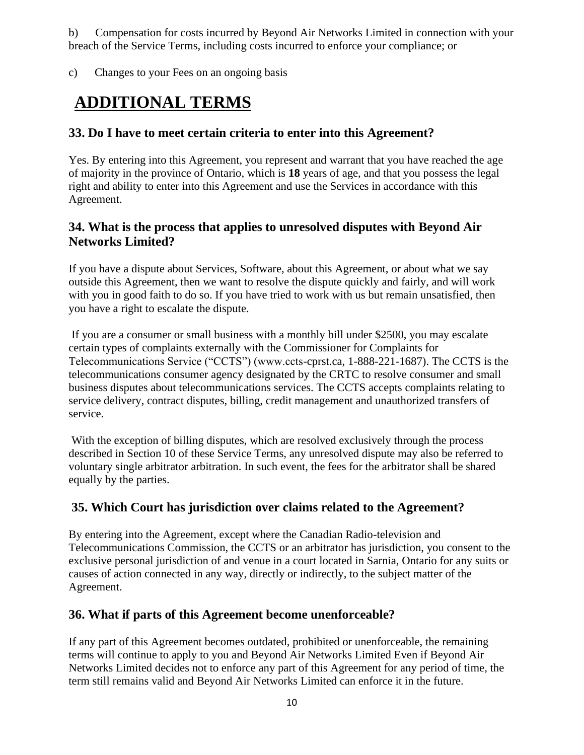b) Compensation for costs incurred by Beyond Air Networks Limited in connection with your breach of the Service Terms, including costs incurred to enforce your compliance; or

c) Changes to your Fees on an ongoing basis

# ADDITIONAL TERMS

## 33. Do I have to meet certain criteria to enter into this Agreement?

Yes. By entering into this Agreement, you represent and warrant that you have reached the age of majority in the province of Ontario, which is **18** years of age, and that you possess the legal right and ability to enter into this Agreement and use the Services in accordance with this Agreement.

## 34. What is the process that applies to unresolved disputes with Beyond Air Networks Limited?

If you have a dispute about Services, Software, about this Agreement, or about what we say outside this Agreement, then we want to resolve the dispute quickly and fairly, and will work with you in good faith to do so. If you have tried to work with us but remain unsatisfied, then you have a right to escalate the dispute.

If you are a consumer or small business with a monthly bill under $2500, you may escalate certain types of complaints externally with the Commissioner for Complaints for Telecommunications Service ("CCTS") (www.ccts-cprst.ca, 1-888-221-1687). The CCTS is the telecommunications consumer agency designated by the CRTC to resolve consumer and small business disputes about telecommunications services. The CCTS accepts complaints relating to service delivery, contract disputes, billing, credit management and unauthorized transfers of service.

With the exception of billing disputes, which are resolved exclusively through the process described in Section 10 of these Service Terms, any unresolved dispute may also be referred to voluntary single arbitrator arbitration. In such event, the fees for the arbitrator shall be shared equally by the parties.

## 35. Which Court has jurisdiction over claims related to the Agreement?

By entering into the Agreement, except where the Canadian Radio-television and Telecommunications Commission, the CCTS or an arbitrator has jurisdiction, you consent to the exclusive personal jurisdiction of and venue in a court located in Sarnia, Ontario for any suits or causes of action connected in any way, directly or indirectly, to the subject matter of the Agreement.

## 36. What if parts of this Agreement become unenforceable?

If any part of this Agreement becomes outdated, prohibited or unenforceable, the remaining terms will continue to apply to you and Beyond Air Networks Limited Even if Beyond Air Networks Limited decides not to enforce any part of this Agreement for any period of time, the term still remains valid and Beyond Air Networks Limited can enforce it in the future.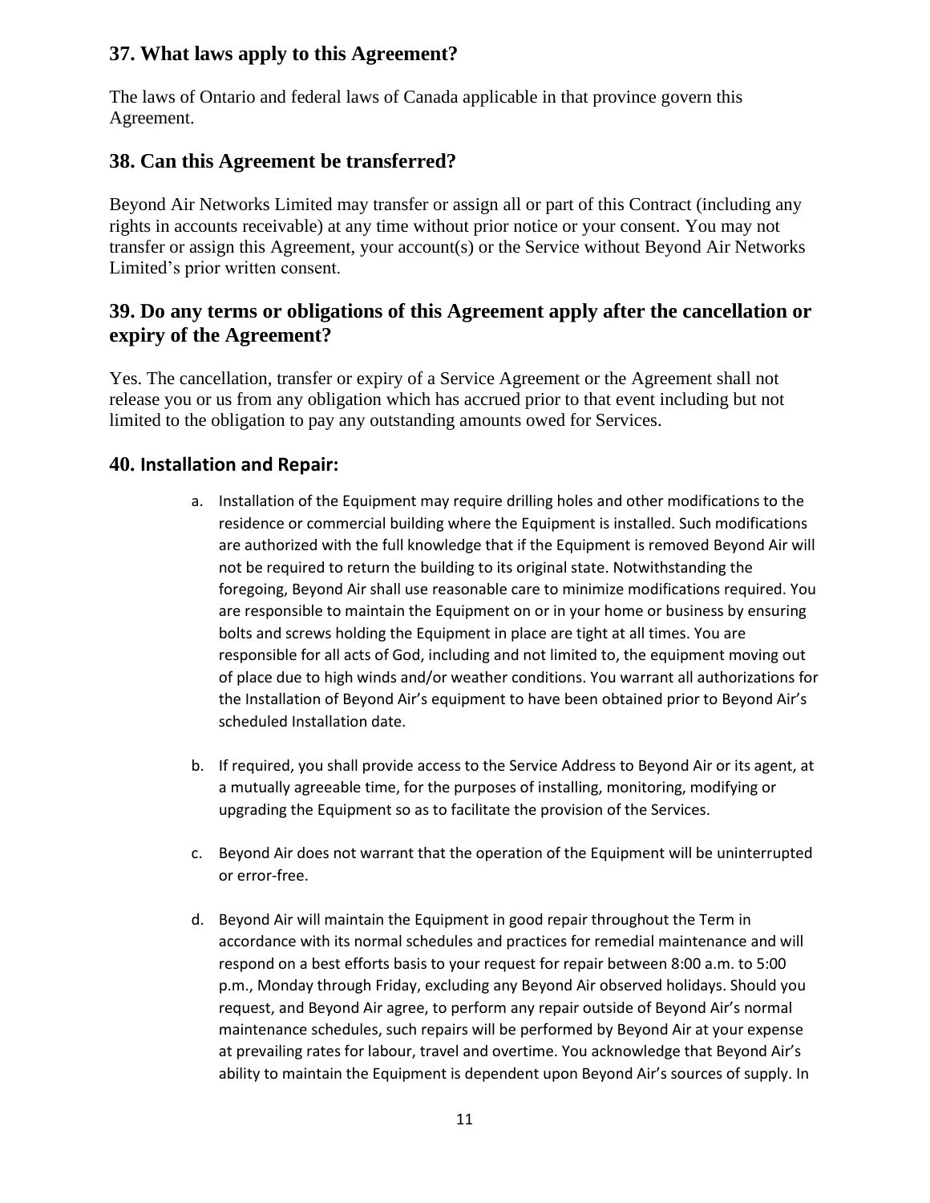## 37. What laws apply to this Agreement?

The laws of Ontario and federal laws of Canada applicable in that province govern this Agreement.

## 38. Can this Agreement be transferred?

Beyond Air Networks Limited may transfer or assign all or part of this Contract (including any rights in accounts receivable) at any time without prior notice or your consent. You may not transfer or assign this Agreement, your account(s) or the Service without Beyond Air Networks Limited's prior written consent.

## 39. Do any terms or obligations of this Agreement apply after the cancellation or expiry of the Agreement?

Yes. The cancellation, transfer or expiry of a Service Agreement or the Agreement shall not release you or us from any obligation which has accrued prior to that event including but not limited to the obligation to pay any outstanding amounts owed for Services.

## 40. Installation and Repair:

a. Installation of the Equipment may require drilling holes and other modifications to the residence or commercial building where the Equipment is installed. Such modifications are authorized with the full knowledge that if the Equipment is removed Beyond Air will not be required to return the building to its original state. Notwithstanding the foregoing, Beyond Air shall use reasonable care to minimize modifications required. You are responsible to maintain the Equipment on or in your home or business by ensuring bolts and screws holding the Equipment in place are tight at all times. You are responsible for all acts of God, including and not limited to, the equipment moving out of place due to high winds and/or weather conditions. You warrant all authorizations for the Installation of Beyond Air's equipment to have been obtained prior to Beyond Air's scheduled Installation date.

b. If required, you shall provide access to the Service Address to Beyond Air or its agent, at a mutually agreeable time, for the purposes of installing, monitoring, modifying or upgrading the Equipment so as to facilitate the provision of the Services.

c. Beyond Air does not warrant that the operation of the Equipment will be uninterrupted or error-free.

d. Beyond Air will maintain the Equipment in good repair throughout the Term in accordance with its normal schedules and practices for remedial maintenance and will respond on a best efforts basis to your request for repair between 8:00 a.m. to 5:00 p.m., Monday through Friday, excluding any Beyond Air observed holidays. Should you request, and Beyond Air agree, to perform any repair outside of Beyond Air's normal maintenance schedules, such repairs will be performed by Beyond Air at your expense at prevailing rates for labour, travel and overtime. You acknowledge that Beyond Air's ability to maintain the Equipment is dependent upon Beyond Air's sources of supply. In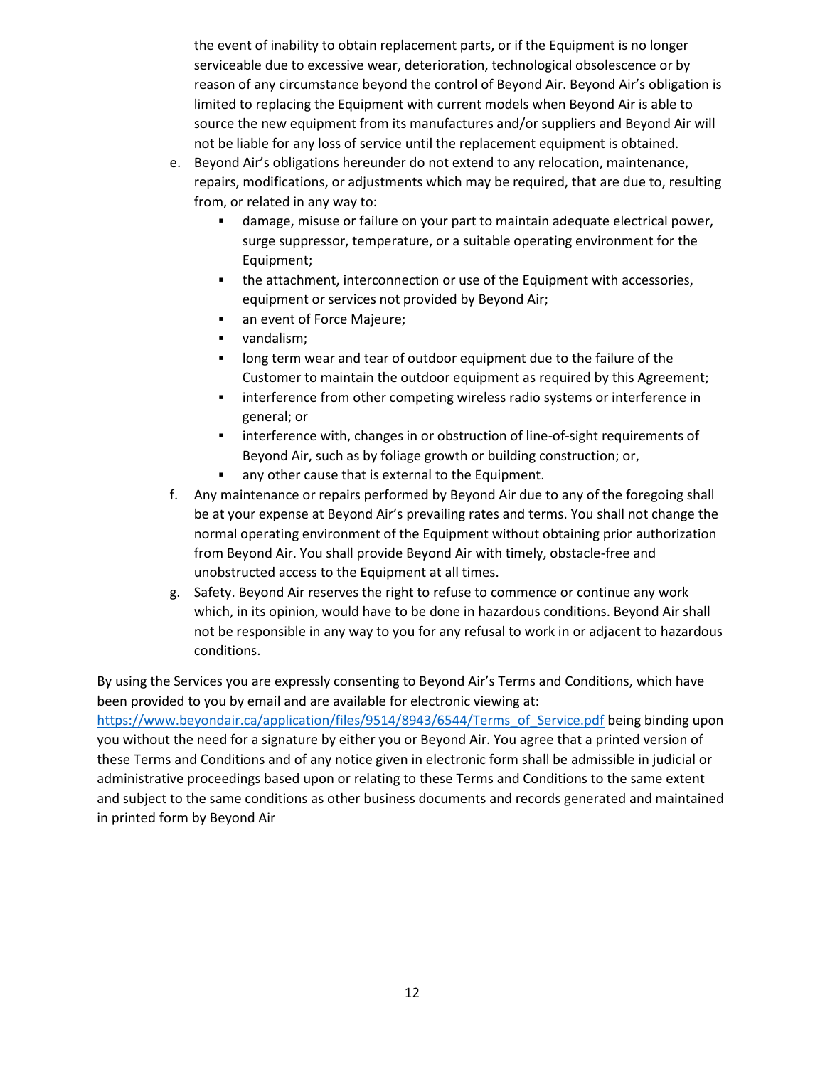the event of inability to obtain replacement parts, or if the Equipment is no longer serviceable due to excessive wear, deterioration, technological obsolescence or by reason of any circumstance beyond the control of Beyond Air. Beyond Air's obligation is limited to replacing the Equipment with current models when Beyond Air is able to source the new equipment from its manufactures and/or suppliers and Beyond Air will not be liable for any loss of service until the replacement equipment is obtained.

e. Beyond Air's obligations hereunder do not extend to any relocation, maintenance, repairs, modifications, or adjustments which may be required, that are due to, resulting from, or related in any way to:
   - damage, misuse or failure on your part to maintain adequate electrical power, surge suppressor, temperature, or a suitable operating environment for the Equipment;
   - the attachment, interconnection or use of the Equipment with accessories, equipment or services not provided by Beyond Air;
   - an event of Force Majeure;
   - vandalism;
   - long term wear and tear of outdoor equipment due to the failure of the Customer to maintain the outdoor equipment as required by this Agreement;
   - interference from other competing wireless radio systems or interference in general; or
   - interference with, changes in or obstruction of line-of-sight requirements of Beyond Air, such as by foliage growth or building construction; or,
   - any other cause that is external to the Equipment.

f. Any maintenance or repairs performed by Beyond Air due to any of the foregoing shall be at your expense at Beyond Air's prevailing rates and terms. You shall not change the normal operating environment of the Equipment without obtaining prior authorization from Beyond Air. You shall provide Beyond Air with timely, obstacle-free and unobstructed access to the Equipment at all times.

g. Safety. Beyond Air reserves the right to refuse to commence or continue any work which, in its opinion, would have to be done in hazardous conditions. Beyond Air shall not be responsible in any way to you for any refusal to work in or adjacent to hazardous conditions.

By using the Services you are expressly consenting to Beyond Air's Terms and Conditions, which have been provided to you by email and are available for electronic viewing at: [https://www.beyondair.ca/application/files/9514/8943/6544/Terms_of_Service.pdf](https://www.beyondair.ca/application/files/9514/8943/6544/Terms_of_Service.pdf) being binding upon you without the need for a signature by either you or Beyond Air. You agree that a printed version of these Terms and Conditions and of any notice given in electronic form shall be admissible in judicial or administrative proceedings based upon or relating to these Terms and Conditions to the same extent and subject to the same conditions as other business documents and records generated and maintained in printed form by Beyond Air